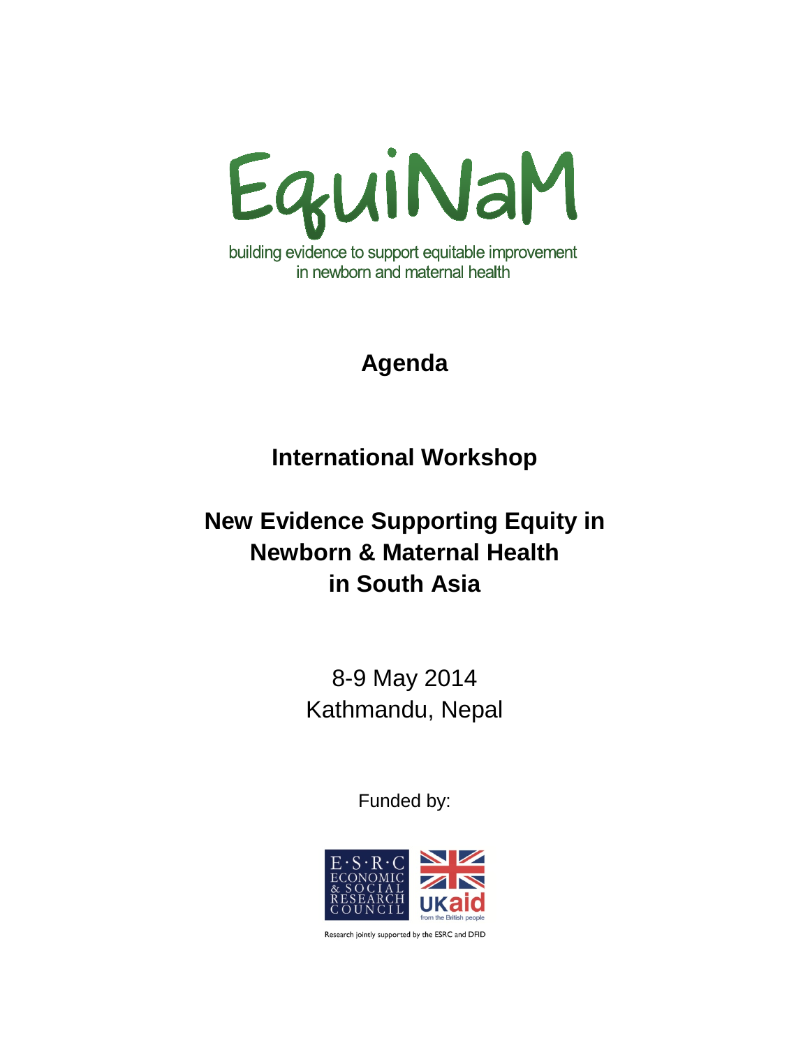# EquiNaM

building evidence to support equitable improvement in newborn and maternal health

## Agenda

## International Workshop

## New Evidence Supporting Equity in Newborn & Maternal Health in South Asia

8-9 May 2014
Kathmandu, Nepal

Funded by:

E·S·R·C ECONOMIC & SOCIAL RESEARCH COUNCIL

UKaid from the British people

Research jointly supported by the ESRC and DFID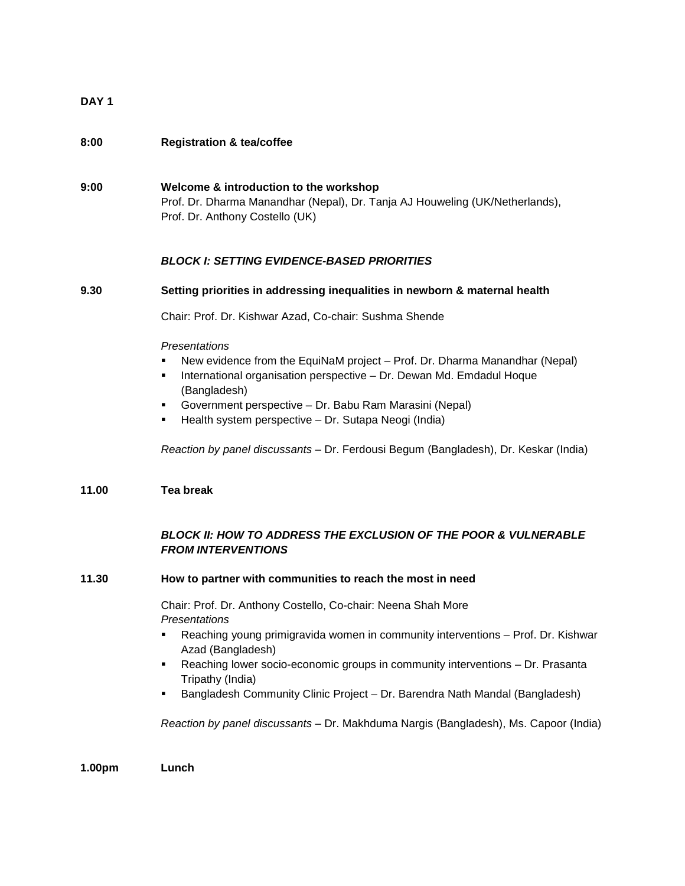**DAY 1**

**8:00** **Registration & tea/coffee**

**9:00** **Welcome & introduction to the workshop**
Prof. Dr. Dharma Manandhar (Nepal), Dr. Tanja AJ Houweling (UK/Netherlands), Prof. Dr. Anthony Costello (UK)

***BLOCK I: SETTING EVIDENCE-BASED PRIORITIES***

**9.30** **Setting priorities in addressing inequalities in newborn & maternal health**

Chair: Prof. Dr. Kishwar Azad, Co-chair: Sushma Shende

*Presentations*

- New evidence from the EquiNaM project – Prof. Dr. Dharma Manandhar (Nepal)
- International organisation perspective – Dr. Dewan Md. Emdadul Hoque (Bangladesh)
- Government perspective – Dr. Babu Ram Marasini (Nepal)
- Health system perspective – Dr. Sutapa Neogi (India)

*Reaction by panel discussants* – Dr. Ferdousi Begum (Bangladesh), Dr. Keskar (India)

**11.00** **Tea break**

***BLOCK II: HOW TO ADDRESS THE EXCLUSION OF THE POOR & VULNERABLE FROM INTERVENTIONS***

**11.30** **How to partner with communities to reach the most in need**

Chair: Prof. Dr. Anthony Costello, Co-chair: Neena Shah More
*Presentations*

- Reaching young primigravida women in community interventions – Prof. Dr. Kishwar Azad (Bangladesh)
- Reaching lower socio-economic groups in community interventions – Dr. Prasanta Tripathy (India)
- Bangladesh Community Clinic Project – Dr. Barendra Nath Mandal (Bangladesh)

*Reaction by panel discussants* – Dr. Makhduma Nargis (Bangladesh), Ms. Capoor (India)

**1.00pm** **Lunch**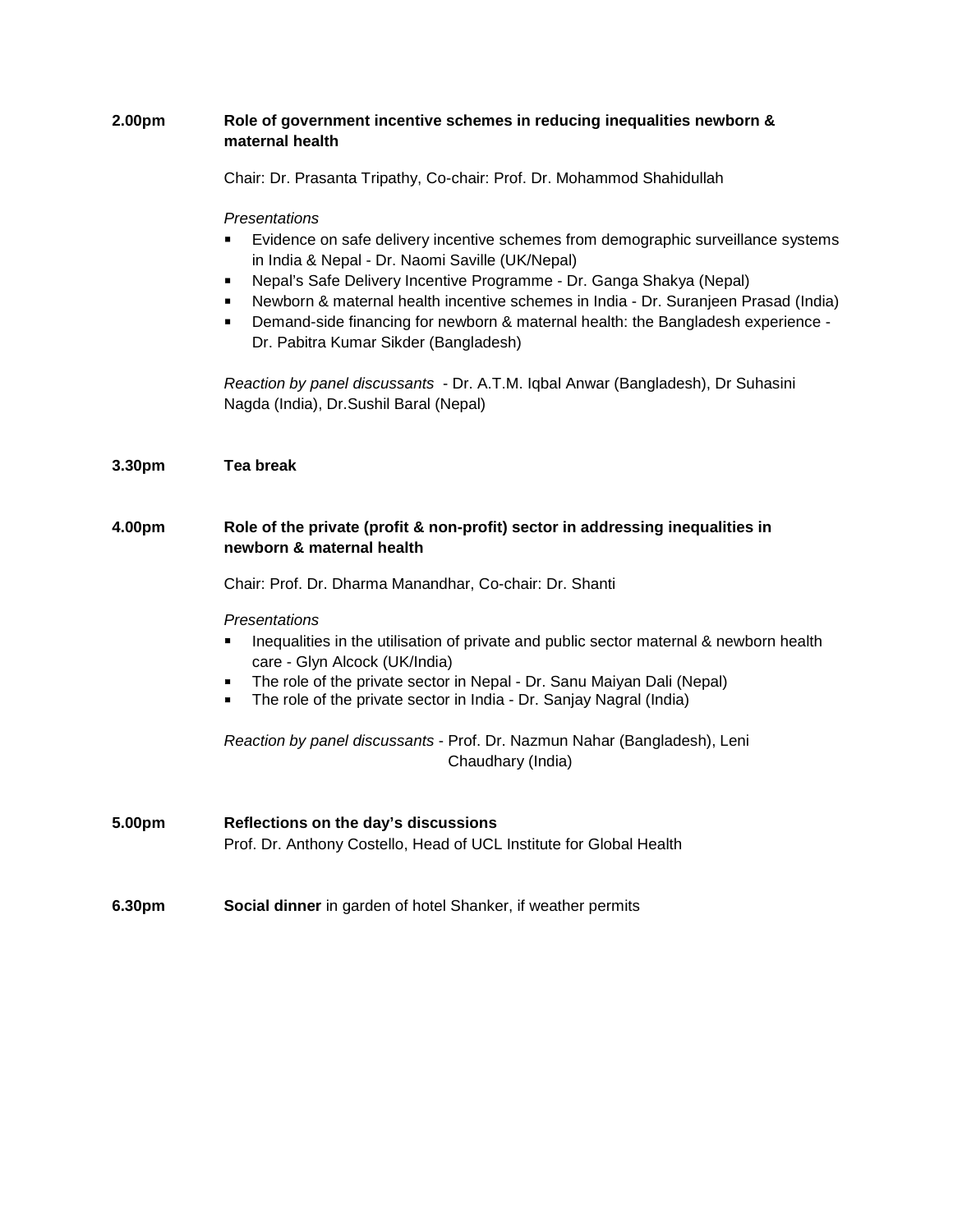**2.00pm** **Role of government incentive schemes in reducing inequalities newborn & maternal health**

Chair: Dr. Prasanta Tripathy, Co-chair: Prof. Dr. Mohammod Shahidullah

*Presentations*

- Evidence on safe delivery incentive schemes from demographic surveillance systems in India & Nepal - Dr. Naomi Saville (UK/Nepal)
- Nepal's Safe Delivery Incentive Programme - Dr. Ganga Shakya (Nepal)
- Newborn & maternal health incentive schemes in India - Dr. Suranjeen Prasad (India)
- Demand-side financing for newborn & maternal health: the Bangladesh experience - Dr. Pabitra Kumar Sikder (Bangladesh)

*Reaction by panel discussants* - Dr. A.T.M. Iqbal Anwar (Bangladesh), Dr Suhasini Nagda (India), Dr.Sushil Baral (Nepal)

**3.30pm** **Tea break**

**4.00pm** **Role of the private (profit & non-profit) sector in addressing inequalities in newborn & maternal health**

Chair: Prof. Dr. Dharma Manandhar, Co-chair: Dr. Shanti

*Presentations*

- Inequalities in the utilisation of private and public sector maternal & newborn health care - Glyn Alcock (UK/India)
- The role of the private sector in Nepal - Dr. Sanu Maiyan Dali (Nepal)
- The role of the private sector in India - Dr. Sanjay Nagral (India)

*Reaction by panel discussants* - Prof. Dr. Nazmun Nahar (Bangladesh), Leni Chaudhary (India)

**5.00pm** **Reflections on the day's discussions**
Prof. Dr. Anthony Costello, Head of UCL Institute for Global Health

**6.30pm** **Social dinner** in garden of hotel Shanker, if weather permits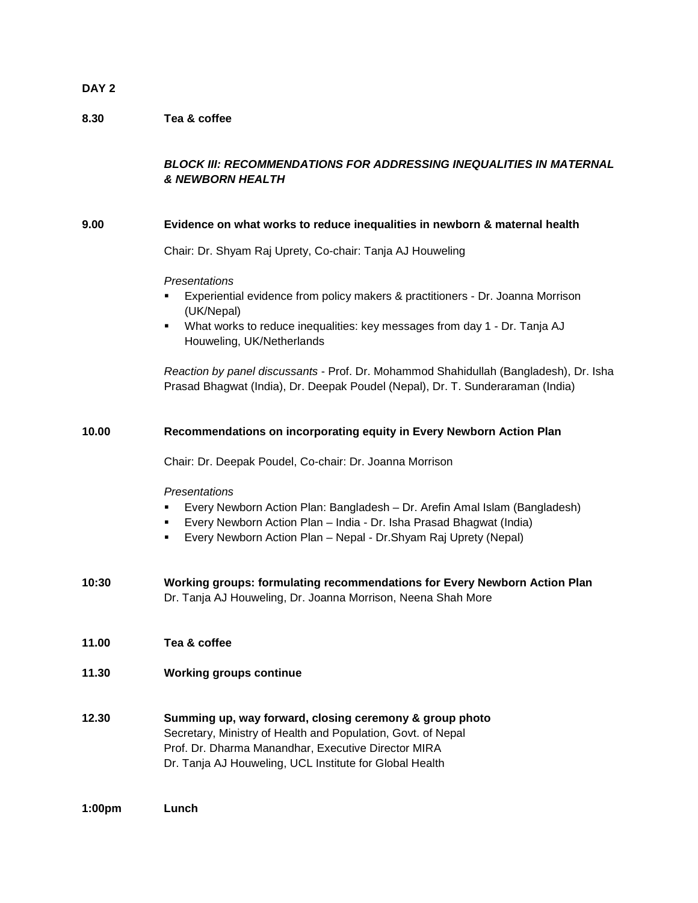**DAY 2**

**8.30** **Tea & coffee**

***BLOCK III: RECOMMENDATIONS FOR ADDRESSING INEQUALITIES IN MATERNAL & NEWBORN HEALTH***

**9.00** **Evidence on what works to reduce inequalities in newborn & maternal health**

Chair: Dr. Shyam Raj Uprety, Co-chair: Tanja AJ Houweling

*Presentations*

- Experiential evidence from policy makers & practitioners - Dr. Joanna Morrison (UK/Nepal)
- What works to reduce inequalities: key messages from day 1 - Dr. Tanja AJ Houweling, UK/Netherlands

*Reaction by panel discussants* - Prof. Dr. Mohammod Shahidullah (Bangladesh), Dr. Isha Prasad Bhagwat (India), Dr. Deepak Poudel (Nepal), Dr. T. Sunderaraman (India)

**10.00** **Recommendations on incorporating equity in Every Newborn Action Plan**

Chair: Dr. Deepak Poudel, Co-chair: Dr. Joanna Morrison

*Presentations*

- Every Newborn Action Plan: Bangladesh – Dr. Arefin Amal Islam (Bangladesh)
- Every Newborn Action Plan – India - Dr. Isha Prasad Bhagwat (India)
- Every Newborn Action Plan – Nepal - Dr.Shyam Raj Uprety (Nepal)

**10:30** **Working groups: formulating recommendations for Every Newborn Action Plan**
Dr. Tanja AJ Houweling, Dr. Joanna Morrison, Neena Shah More

**11.00** **Tea & coffee**

**11.30** **Working groups continue**

**12.30** **Summing up, way forward, closing ceremony & group photo**
Secretary, Ministry of Health and Population, Govt. of Nepal
Prof. Dr. Dharma Manandhar, Executive Director MIRA
Dr. Tanja AJ Houweling, UCL Institute for Global Health

**1:00pm** **Lunch**